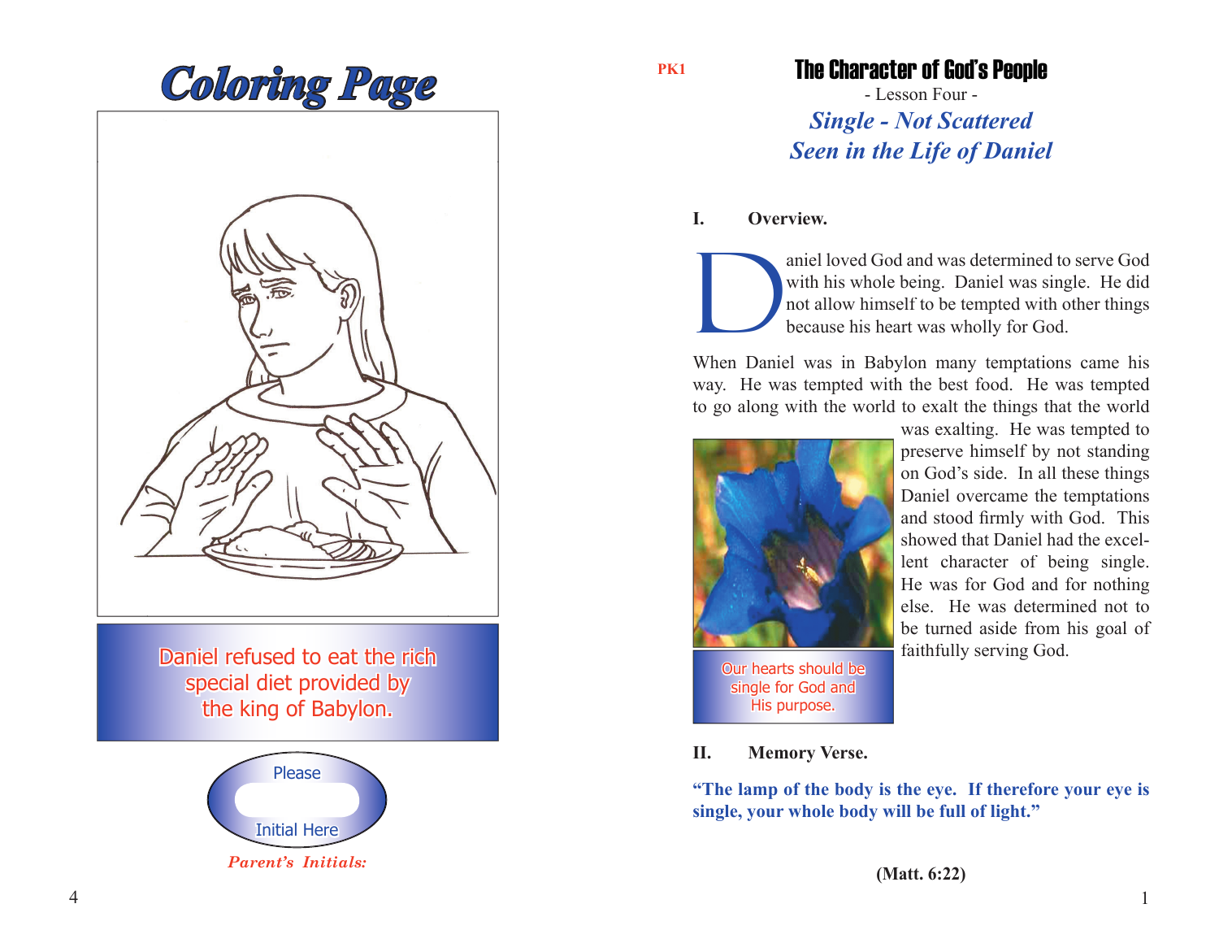# Coloring Page

Daniel refused to eat the rich special diet provided by the king of Babylon.

Please

Initial Here

*Parent's Initials:*

PK1

# The Character of God's People

- Lesson Four -

## *Single - Not Scattered*
## *Seen in the Life of Daniel*

**I. Overview.**

Daniel loved God and was determined to serve God with his whole being. Daniel was single. He did not allow himself to be tempted with other things because his heart was wholly for God.

When Daniel was in Babylon many temptations came his way. He was tempted with the best food. He was tempted to go along with the world to exalt the things that the world was exalting. He was tempted to preserve himself by not standing on God's side. In all these things Daniel overcame the temptations and stood firmly with God. This showed that Daniel had the excellent character of being single. He was for God and for nothing else. He was determined not to be turned aside from his goal of faithfully serving God.

Our hearts should be single for God and His purpose.

**II. Memory Verse.**

**"The lamp of the body is the eye. If therefore your eye is single, your whole body will be full of light."**

**(Matt. 6:22)**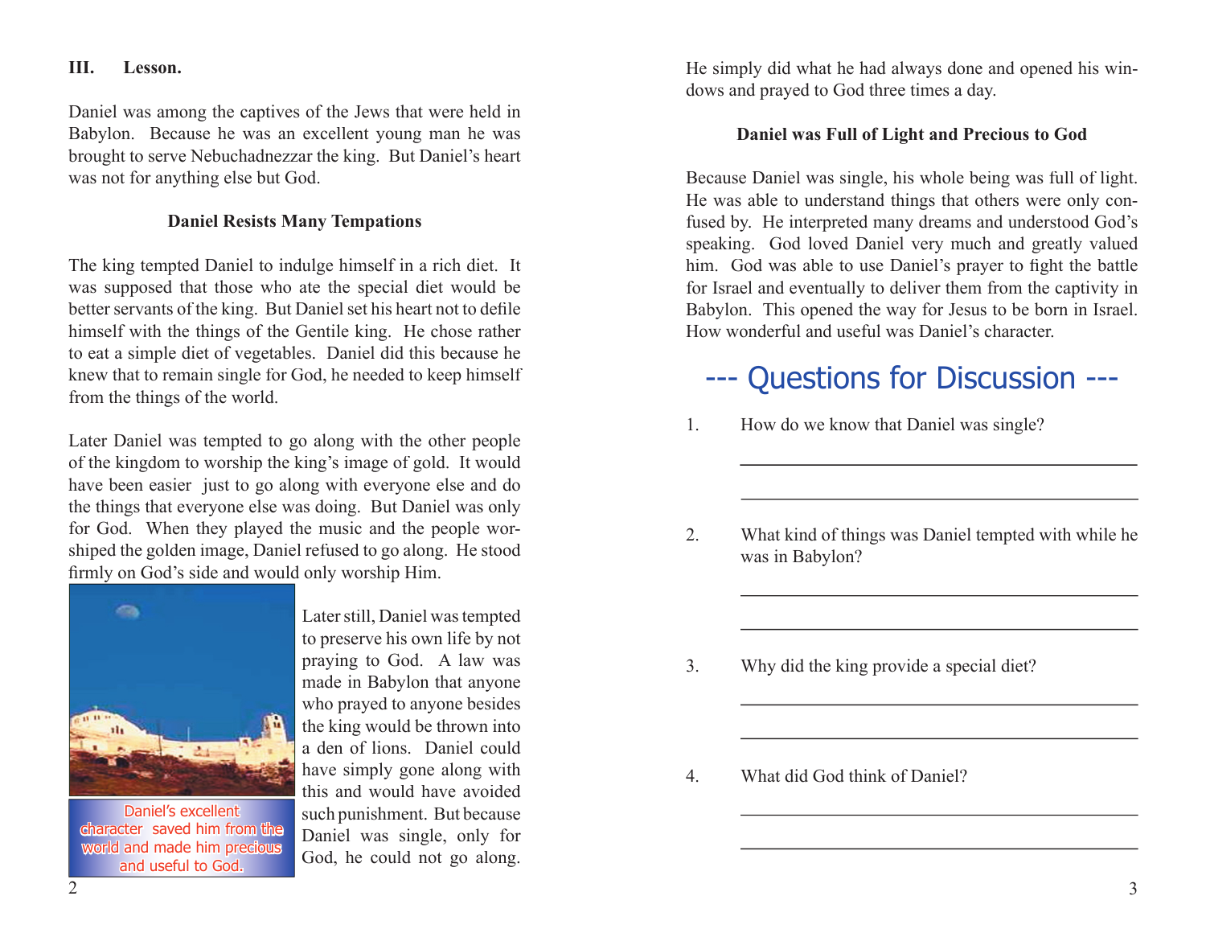## III. Lesson.

Daniel was among the captives of the Jews that were held in Babylon. Because he was an excellent young man he was brought to serve Nebuchadnezzar the king. But Daniel's heart was not for anything else but God.

### Daniel Resists Many Tempations

The king tempted Daniel to indulge himself in a rich diet. It was supposed that those who ate the special diet would be better servants of the king. But Daniel set his heart not to defile himself with the things of the Gentile king. He chose rather to eat a simple diet of vegetables. Daniel did this because he knew that to remain single for God, he needed to keep himself from the things of the world.

Later Daniel was tempted to go along with the other people of the kingdom to worship the king's image of gold. It would have been easier just to go along with everyone else and do the things that everyone else was doing. But Daniel was only for God. When they played the music and the people worshiped the golden image, Daniel refused to go along. He stood firmly on God's side and would only worship Him.

Daniel's excellent character saved him from the world and made him precious and useful to God.

Later still, Daniel was tempted to preserve his own life by not praying to God. A law was made in Babylon that anyone who prayed to anyone besides the king would be thrown into a den of lions. Daniel could have simply gone along with this and would have avoided such punishment. But because Daniel was single, only for God, he could not go along. He simply did what he had always done and opened his windows and prayed to God three times a day.

### Daniel was Full of Light and Precious to God

Because Daniel was single, his whole being was full of light. He was able to understand things that others were only confused by. He interpreted many dreams and understood God's speaking. God loved Daniel very much and greatly valued him. God was able to use Daniel's prayer to fight the battle for Israel and eventually to deliver them from the captivity in Babylon. This opened the way for Jesus to be born in Israel. How wonderful and useful was Daniel's character.

## --- Questions for Discussion ---

1. How do we know that Daniel was single?

_______________________________________________

_______________________________________________

2. What kind of things was Daniel tempted with while he was in Babylon?

_______________________________________________

_______________________________________________

3. Why did the king provide a special diet?

_______________________________________________

_______________________________________________

4. What did God think of Daniel?

_______________________________________________

_______________________________________________